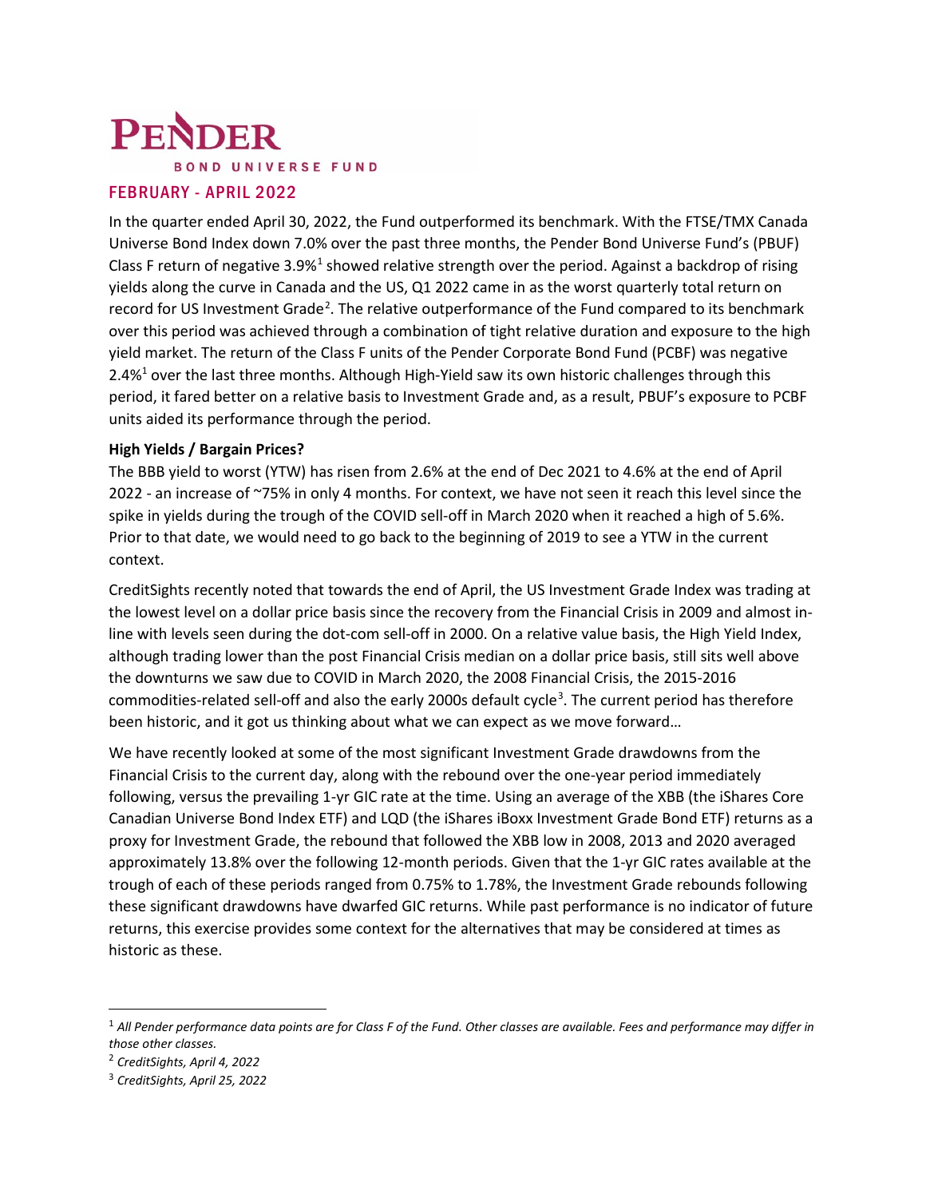# PENDER

BOND UNIVERSE FUND

## FEBRUARY - APRIL 2022

In the quarter ended April 30, 2022, the Fund outperformed its benchmark. With the FTSE/TMX Canada Universe Bond Index down 7.0% over the past three months, the Pender Bond Universe Fund's (PBUF) Class F return of negative 3.9%[1] showed relative strength over the period. Against a backdrop of rising yields along the curve in Canada and the US, Q1 2022 came in as the worst quarterly total return on record for US Investment Grade[2]. The relative outperformance of the Fund compared to its benchmark over this period was achieved through a combination of tight relative duration and exposure to the high yield market. The return of the Class F units of the Pender Corporate Bond Fund (PCBF) was negative 2.4%[1] over the last three months. Although High-Yield saw its own historic challenges through this period, it fared better on a relative basis to Investment Grade and, as a result, PBUF's exposure to PCBF units aided its performance through the period.

**High Yields / Bargain Prices?**

The BBB yield to worst (YTW) has risen from 2.6% at the end of Dec 2021 to 4.6% at the end of April 2022 - an increase of ~75% in only 4 months. For context, we have not seen it reach this level since the spike in yields during the trough of the COVID sell-off in March 2020 when it reached a high of 5.6%. Prior to that date, we would need to go back to the beginning of 2019 to see a YTW in the current context.

CreditSights recently noted that towards the end of April, the US Investment Grade Index was trading at the lowest level on a dollar price basis since the recovery from the Financial Crisis in 2009 and almost in-line with levels seen during the dot-com sell-off in 2000. On a relative value basis, the High Yield Index, although trading lower than the post Financial Crisis median on a dollar price basis, still sits well above the downturns we saw due to COVID in March 2020, the 2008 Financial Crisis, the 2015-2016 commodities-related sell-off and also the early 2000s default cycle[3]. The current period has therefore been historic, and it got us thinking about what we can expect as we move forward…

We have recently looked at some of the most significant Investment Grade drawdowns from the Financial Crisis to the current day, along with the rebound over the one-year period immediately following, versus the prevailing 1-yr GIC rate at the time. Using an average of the XBB (the iShares Core Canadian Universe Bond Index ETF) and LQD (the iShares iBoxx Investment Grade Bond ETF) returns as a proxy for Investment Grade, the rebound that followed the XBB low in 2008, 2013 and 2020 averaged approximately 13.8% over the following 12-month periods. Given that the 1-yr GIC rates available at the trough of each of these periods ranged from 0.75% to 1.78%, the Investment Grade rebounds following these significant drawdowns have dwarfed GIC returns. While past performance is no indicator of future returns, this exercise provides some context for the alternatives that may be considered at times as historic as these.

---

[1] *All Pender performance data points are for Class F of the Fund. Other classes are available. Fees and performance may differ in those other classes.*

[2] *CreditSights, April 4, 2022*

[3] *CreditSights, April 25, 2022*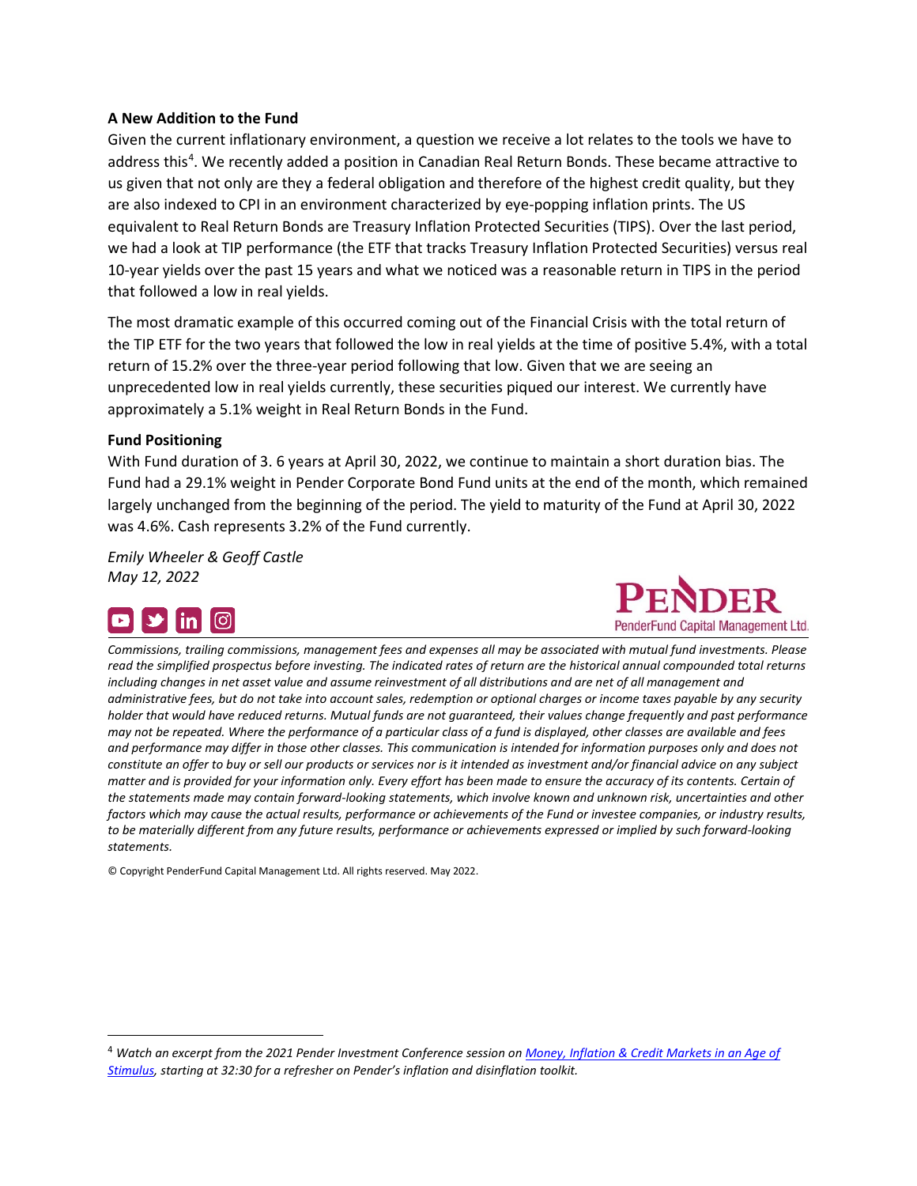**A New Addition to the Fund**

Given the current inflationary environment, a question we receive a lot relates to the tools we have to address this[4]. We recently added a position in Canadian Real Return Bonds. These became attractive to us given that not only are they a federal obligation and therefore of the highest credit quality, but they are also indexed to CPI in an environment characterized by eye-popping inflation prints. The US equivalent to Real Return Bonds are Treasury Inflation Protected Securities (TIPS). Over the last period, we had a look at TIP performance (the ETF that tracks Treasury Inflation Protected Securities) versus real 10-year yields over the past 15 years and what we noticed was a reasonable return in TIPS in the period that followed a low in real yields.

The most dramatic example of this occurred coming out of the Financial Crisis with the total return of the TIP ETF for the two years that followed the low in real yields at the time of positive 5.4%, with a total return of 15.2% over the three-year period following that low. Given that we are seeing an unprecedented low in real yields currently, these securities piqued our interest. We currently have approximately a 5.1% weight in Real Return Bonds in the Fund.

**Fund Positioning**

With Fund duration of 3. 6 years at April 30, 2022, we continue to maintain a short duration bias. The Fund had a 29.1% weight in Pender Corporate Bond Fund units at the end of the month, which remained largely unchanged from the beginning of the period. The yield to maturity of the Fund at April 30, 2022 was 4.6%. Cash represents 3.2% of the Fund currently.

*Emily Wheeler & Geoff Castle*
*May 12, 2022*

PENDER
PenderFund Capital Management Ltd.

*Commissions, trailing commissions, management fees and expenses all may be associated with mutual fund investments. Please read the simplified prospectus before investing. The indicated rates of return are the historical annual compounded total returns including changes in net asset value and assume reinvestment of all distributions and are net of all management and administrative fees, but do not take into account sales, redemption or optional charges or income taxes payable by any security holder that would have reduced returns. Mutual funds are not guaranteed, their values change frequently and past performance may not be repeated. Where the performance of a particular class of a fund is displayed, other classes are available and fees and performance may differ in those other classes. This communication is intended for information purposes only and does not constitute an offer to buy or sell our products or services nor is it intended as investment and/or financial advice on any subject matter and is provided for your information only. Every effort has been made to ensure the accuracy of its contents. Certain of the statements made may contain forward-looking statements, which involve known and unknown risk, uncertainties and other factors which may cause the actual results, performance or achievements of the Fund or investee companies, or industry results, to be materially different from any future results, performance or achievements expressed or implied by such forward-looking statements.*

© Copyright PenderFund Capital Management Ltd. All rights reserved. May 2022.

---

[4] *Watch an excerpt from the 2021 Pender Investment Conference session on [Money, Inflation & Credit Markets in an Age of Stimulus](), starting at 32:30 for a refresher on Pender's inflation and disinflation toolkit.*